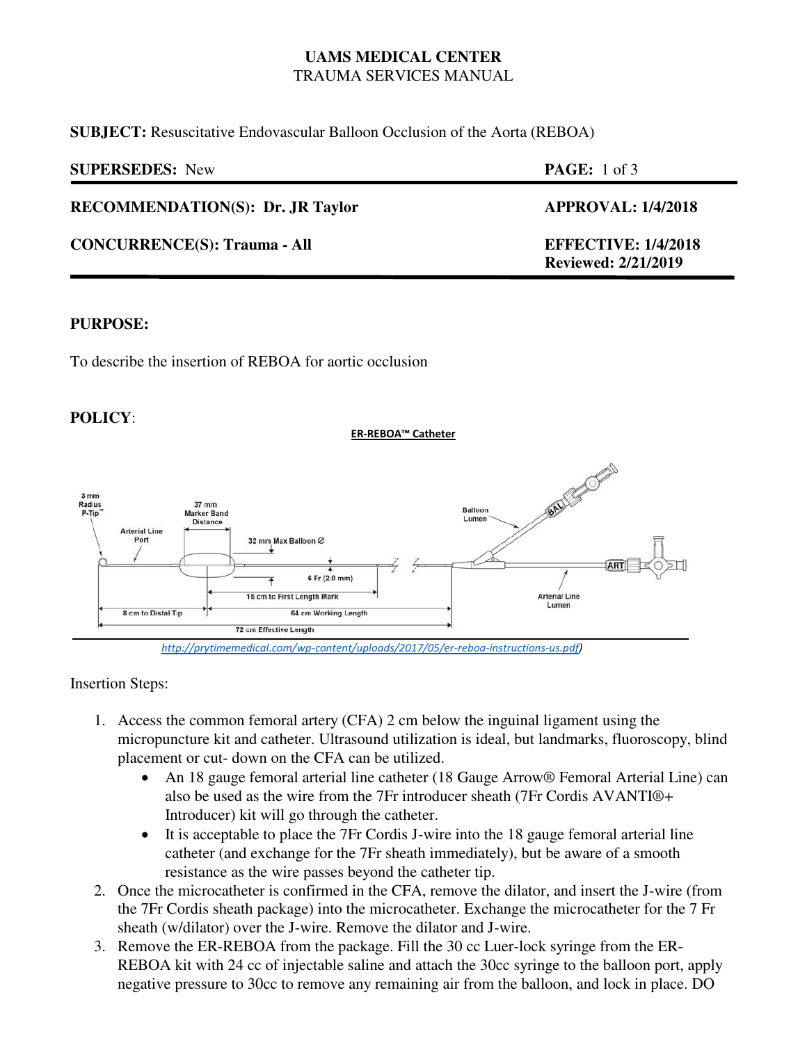**UAMS MEDICAL CENTER**
TRAUMA SERVICES MANUAL

**SUBJECT:** Resuscitative Endovascular Balloon Occlusion of the Aorta (REBOA)

| | |
|---|---|
| **SUPERSEDES:** New | **PAGE:** 1 of 3 |
| **RECOMMENDATION(S): Dr. JR Taylor** | **APPROVAL: 1/4/2018** |
| **CONCURRENCE(S): Trauma - All** | **EFFECTIVE: 1/4/2018**<br>**Reviewed: 2/21/2019** |

**PURPOSE:**

To describe the insertion of REBOA for aortic occlusion

**POLICY**:

**ER-REBOA™ Catheter**

3 mm Radius P-Tip™ | Arterial Line Port | 37 mm Marker Band Distance | 32 mm Max Balloon Ø | 6 Fr (2.0 mm) | 15 cm to First Length Mark | 8 cm to Distal Tip | 64 cm Working Length | 72 cm Effective Length | Balloon Lumen | BAL | ART | Arterial Line Lumen

*http://prytimemedical.com/wp-content/uploads/2017/05/er-reboa-instructions-us.pdf)*

Insertion Steps:

1. Access the common femoral artery (CFA) 2 cm below the inguinal ligament using the micropuncture kit and catheter. Ultrasound utilization is ideal, but landmarks, fluoroscopy, blind placement or cut- down on the CFA can be utilized.
   - An 18 gauge femoral arterial line catheter (18 Gauge Arrow® Femoral Arterial Line) can also be used as the wire from the 7Fr introducer sheath (7Fr Cordis AVANTI®+ Introducer) kit will go through the catheter.
   - It is acceptable to place the 7Fr Cordis J-wire into the 18 gauge femoral arterial line catheter (and exchange for the 7Fr sheath immediately), but be aware of a smooth resistance as the wire passes beyond the catheter tip.
2. Once the microcatheter is confirmed in the CFA, remove the dilator, and insert the J-wire (from the 7Fr Cordis sheath package) into the microcatheter. Exchange the microcatheter for the 7 Fr sheath (w/dilator) over the J-wire. Remove the dilator and J-wire.
3. Remove the ER-REBOA from the package. Fill the 30 cc Luer-lock syringe from the ER-REBOA kit with 24 cc of injectable saline and attach the 30cc syringe to the balloon port, apply negative pressure to 30cc to remove any remaining air from the balloon, and lock in place. DO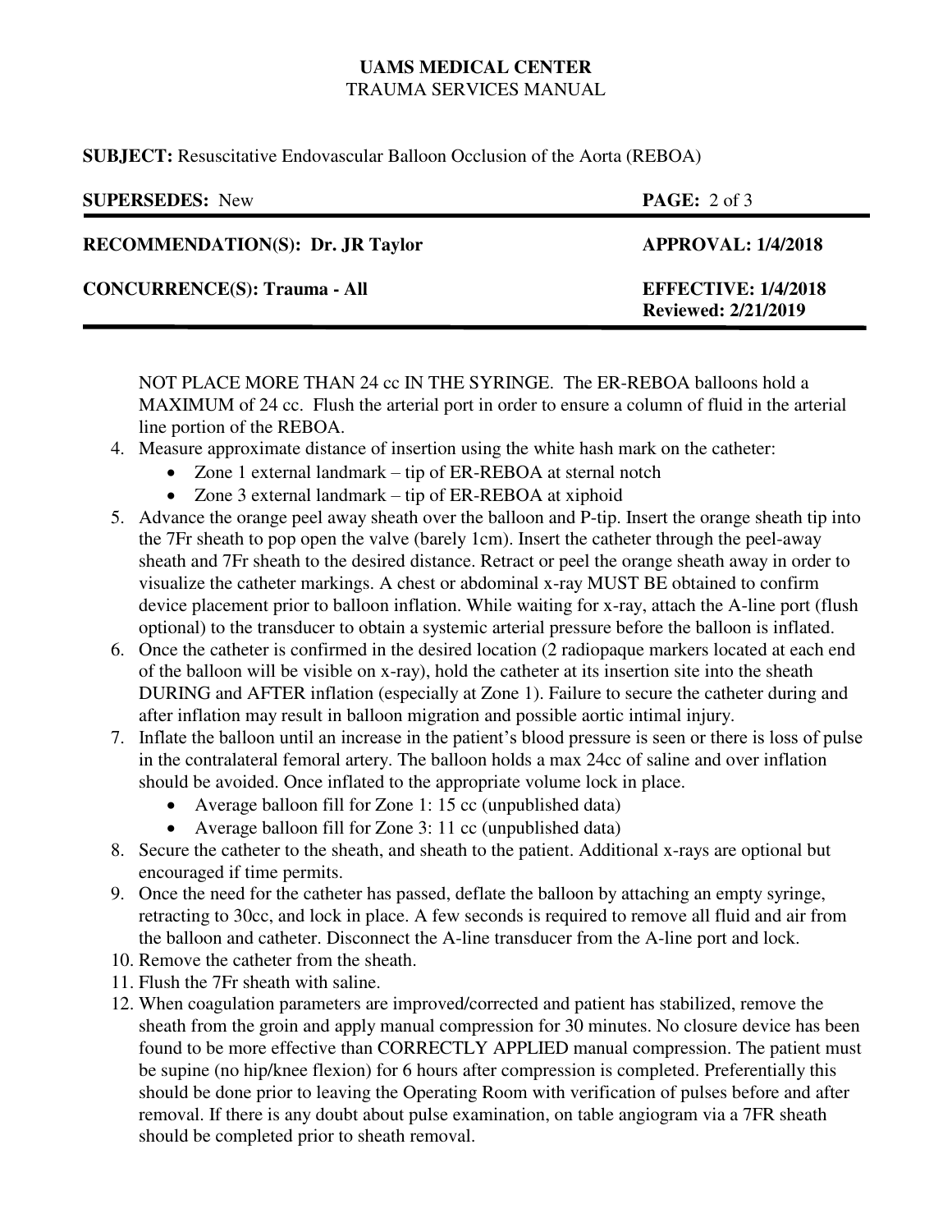NOT PLACE MORE THAN 24 cc IN THE SYRINGE. The ER-REBOA balloons hold a MAXIMUM of 24 cc. Flush the arterial port in order to ensure a column of fluid in the arterial line portion of the REBOA.

4. Measure approximate distance of insertion using the white hash mark on the catheter:
   - Zone 1 external landmark – tip of ER-REBOA at sternal notch
   - Zone 3 external landmark – tip of ER-REBOA at xiphoid
5. Advance the orange peel away sheath over the balloon and P-tip. Insert the orange sheath tip into the 7Fr sheath to pop open the valve (barely 1cm). Insert the catheter through the peel-away sheath and 7Fr sheath to the desired distance. Retract or peel the orange sheath away in order to visualize the catheter markings. A chest or abdominal x-ray MUST BE obtained to confirm device placement prior to balloon inflation. While waiting for x-ray, attach the A-line port (flush optional) to the transducer to obtain a systemic arterial pressure before the balloon is inflated.
6. Once the catheter is confirmed in the desired location (2 radiopaque markers located at each end of the balloon will be visible on x-ray), hold the catheter at its insertion site into the sheath DURING and AFTER inflation (especially at Zone 1). Failure to secure the catheter during and after inflation may result in balloon migration and possible aortic intimal injury.
7. Inflate the balloon until an increase in the patient's blood pressure is seen or there is loss of pulse in the contralateral femoral artery. The balloon holds a max 24cc of saline and over inflation should be avoided. Once inflated to the appropriate volume lock in place.
   - Average balloon fill for Zone 1: 15 cc (unpublished data)
   - Average balloon fill for Zone 3: 11 cc (unpublished data)
8. Secure the catheter to the sheath, and sheath to the patient. Additional x-rays are optional but encouraged if time permits.
9. Once the need for the catheter has passed, deflate the balloon by attaching an empty syringe, retracting to 30cc, and lock in place. A few seconds is required to remove all fluid and air from the balloon and catheter. Disconnect the A-line transducer from the A-line port and lock.
10. Remove the catheter from the sheath.
11. Flush the 7Fr sheath with saline.
12. When coagulation parameters are improved/corrected and patient has stabilized, remove the sheath from the groin and apply manual compression for 30 minutes. No closure device has been found to be more effective than CORRECTLY APPLIED manual compression. The patient must be supine (no hip/knee flexion) for 6 hours after compression is completed. Preferentially this should be done prior to leaving the Operating Room with verification of pulses before and after removal. If there is any doubt about pulse examination, on table angiogram via a 7FR sheath should be completed prior to sheath removal.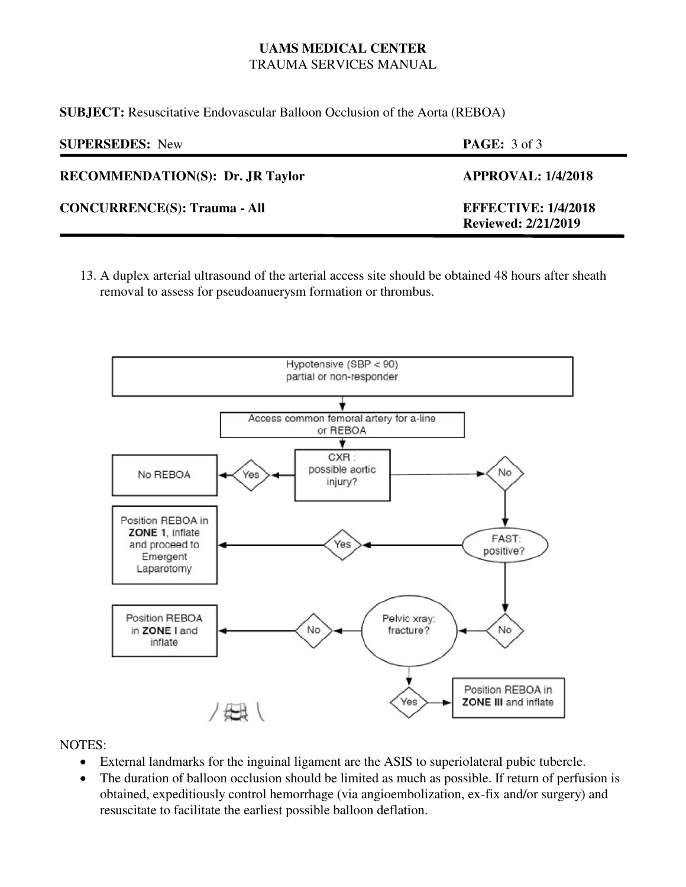13. A duplex arterial ultrasound of the arterial access site should be obtained 48 hours after sheath removal to assess for pseudoanuerysm formation or thrombus.

Hypotensive (SBP < 90)
partial or non-responder

Access common femoral artery for a-line or REBOA

CXR : possible aortic injury?

Yes

No REBOA

No

FAST: positive?

Yes

Position REBOA in **ZONE 1**, inflate and proceed to Emergent Laparotomy

No

Pelvic xray: fracture?

No

Position REBOA in **ZONE I** and inflate

Yes

Position REBOA in **ZONE III** and inflate

NOTES:

- External landmarks for the inguinal ligament are the ASIS to superiolateral pubic tubercle.
- The duration of balloon occlusion should be limited as much as possible. If return of perfusion is obtained, expeditiously control hemorrhage (via angioembolization, ex-fix and/or surgery) and resuscitate to facilitate the earliest possible balloon deflation.